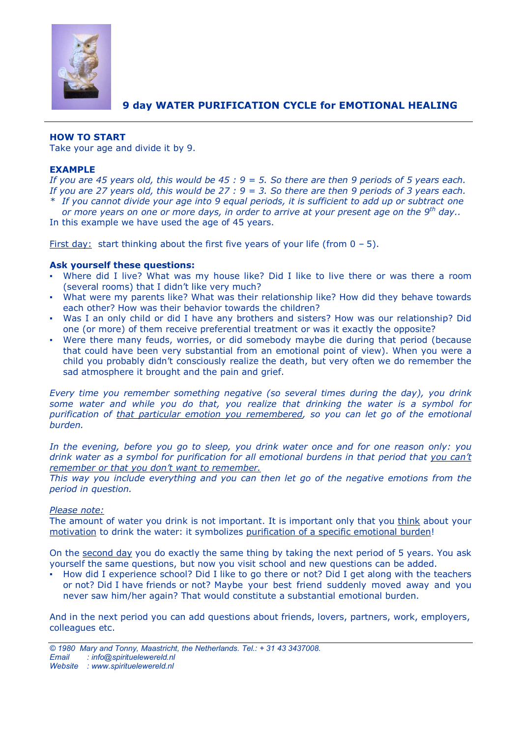# 9 day WATER PURIFICATION CYCLE for EMOTIONAL HEALING

**HOW TO START**
Take your age and divide it by 9.

**EXAMPLE**
*If you are 45 years old, this would be 45 : 9 = 5. So there are then 9 periods of 5 years each.*
*If you are 27 years old, this would be 27 : 9 = 3. So there are then 9 periods of 3 years each.*
* *If you cannot divide your age into 9 equal periods, it is sufficient to add up or subtract one or more years on one or more days, in order to arrive at your present age on the 9th day..*

In this example we have used the age of 45 years.

First day: start thinking about the first five years of your life (from 0 – 5).

**Ask yourself these questions:**

- Where did I live? What was my house like? Did I like to live there or was there a room (several rooms) that I didn't like very much?
- What were my parents like? What was their relationship like? How did they behave towards each other? How was their behavior towards the children?
- Was I an only child or did I have any brothers and sisters? How was our relationship? Did one (or more) of them receive preferential treatment or was it exactly the opposite?
- Were there many feuds, worries, or did somebody maybe die during that period (because that could have been very substantial from an emotional point of view). When you were a child you probably didn't consciously realize the death, but very often we do remember the sad atmosphere it brought and the pain and grief.

*Every time you remember something negative (so several times during the day), you drink some water and while you do that, you realize that drinking the water is a symbol for purification of that particular emotion you remembered, so you can let go of the emotional burden.*

*In the evening, before you go to sleep, you drink water once and for one reason only: you drink water as a symbol for purification for all emotional burdens in that period that you can't remember or that you don't want to remember.*
*This way you include everything and you can then let go of the negative emotions from the period in question.*

*Please note:*
The amount of water you drink is not important. It is important only that you think about your motivation to drink the water: it symbolizes purification of a specific emotional burden!

On the second day you do exactly the same thing by taking the next period of 5 years. You ask yourself the same questions, but now you visit school and new questions can be added.

- How did I experience school? Did I like to go there or not? Did I get along with the teachers or not? Did I have friends or not? Maybe your best friend suddenly moved away and you never saw him/her again? That would constitute a substantial emotional burden.

And in the next period you can add questions about friends, lovers, partners, work, employers, colleagues etc.

*© 1980 Mary and Tonny, Maastricht, the Netherlands. Tel.: + 31 43 3437008.*
*Email : info@spirituelewereld.nl*
*Website : www.spirituelewereld.nl*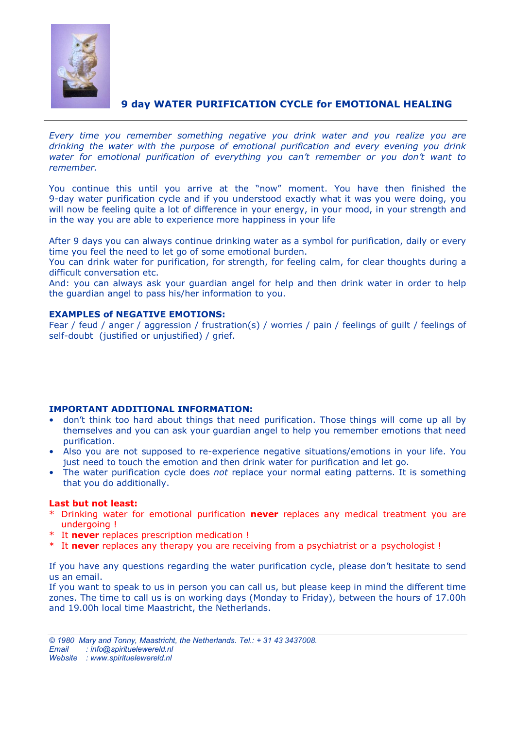## 9 day WATER PURIFICATION CYCLE for EMOTIONAL HEALING

*Every time you remember something negative you drink water and you realize you are drinking the water with the purpose of emotional purification and every evening you drink water for emotional purification of everything you can't remember or you don't want to remember.*

You continue this until you arrive at the "now" moment. You have then finished the 9-day water purification cycle and if you understood exactly what it was you were doing, you will now be feeling quite a lot of difference in your energy, in your mood, in your strength and in the way you are able to experience more happiness in your life

After 9 days you can always continue drinking water as a symbol for purification, daily or every time you feel the need to let go of some emotional burden.
You can drink water for purification, for strength, for feeling calm, for clear thoughts during a difficult conversation etc.
And: you can always ask your guardian angel for help and then drink water in order to help the guardian angel to pass his/her information to you.

**EXAMPLES of NEGATIVE EMOTIONS:**
Fear / feud / anger / aggression / frustration(s) / worries / pain / feelings of guilt / feelings of self-doubt (justified or unjustified) / grief.

**IMPORTANT ADDITIONAL INFORMATION:**

- don't think too hard about things that need purification. Those things will come up all by themselves and you can ask your guardian angel to help you remember emotions that need purification.
- Also you are not supposed to re-experience negative situations/emotions in your life. You just need to touch the emotion and then drink water for purification and let go.
- The water purification cycle does *not* replace your normal eating patterns. It is something that you do additionally.

**Last but not least:**

* Drinking water for emotional purification **never** replaces any medical treatment you are undergoing !
* It **never** replaces prescription medication !
* It **never** replaces any therapy you are receiving from a psychiatrist or a psychologist !

If you have any questions regarding the water purification cycle, please don't hesitate to send us an email.
If you want to speak to us in person you can call us, but please keep in mind the different time zones. The time to call us is on working days (Monday to Friday), between the hours of 17.00h and 19.00h local time Maastricht, the Netherlands.

*© 1980 Mary and Tonny, Maastricht, the Netherlands. Tel.: + 31 43 3437008.*
*Email : info@spirituelewereld.nl*
*Website : www.spirituelewereld.nl*